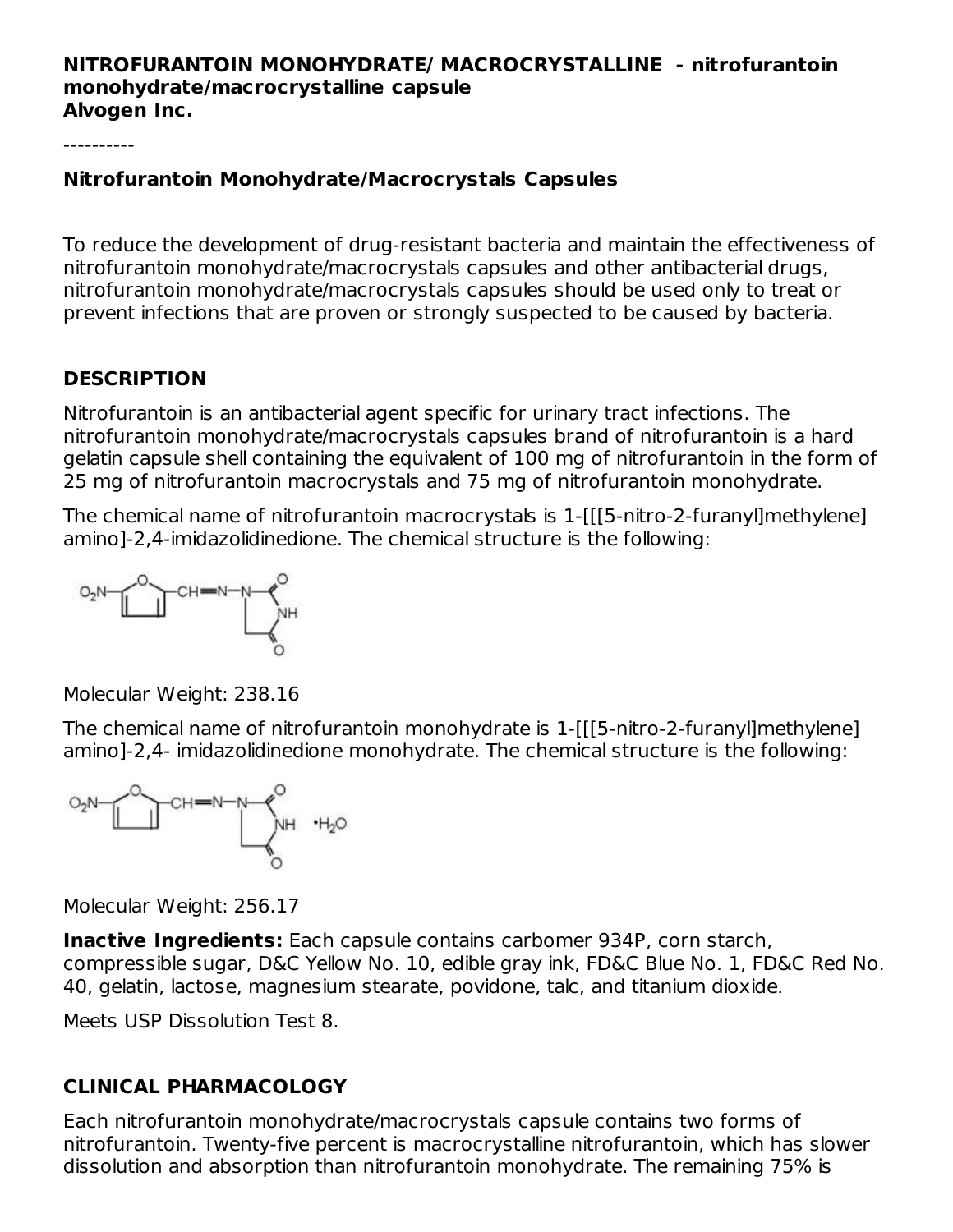**NITROFURANTOIN MONOHYDRATE/ MACROCRYSTALLINE - nitrofurantoin monohydrate/macrocrystalline capsule**
**Alvogen Inc.**

----------

**Nitrofurantoin Monohydrate/Macrocrystals Capsules**

To reduce the development of drug-resistant bacteria and maintain the effectiveness of nitrofurantoin monohydrate/macrocrystals capsules and other antibacterial drugs, nitrofurantoin monohydrate/macrocrystals capsules should be used only to treat or prevent infections that are proven or strongly suspected to be caused by bacteria.

## DESCRIPTION

Nitrofurantoin is an antibacterial agent specific for urinary tract infections. The nitrofurantoin monohydrate/macrocrystals capsules brand of nitrofurantoin is a hard gelatin capsule shell containing the equivalent of 100 mg of nitrofurantoin in the form of 25 mg of nitrofurantoin macrocrystals and 75 mg of nitrofurantoin monohydrate.

The chemical name of nitrofurantoin macrocrystals is 1-[[[5-nitro-2-furanyl]methylene] amino]-2,4-imidazolidinedione. The chemical structure is the following:

Molecular Weight: 238.16

The chemical name of nitrofurantoin monohydrate is 1-[[[5-nitro-2-furanyl]methylene] amino]-2,4- imidazolidinedione monohydrate. The chemical structure is the following:

Molecular Weight: 256.17

**Inactive Ingredients:** Each capsule contains carbomer 934P, corn starch, compressible sugar, D&C Yellow No. 10, edible gray ink, FD&C Blue No. 1, FD&C Red No. 40, gelatin, lactose, magnesium stearate, povidone, talc, and titanium dioxide.

Meets USP Dissolution Test 8.

## CLINICAL PHARMACOLOGY

Each nitrofurantoin monohydrate/macrocrystals capsule contains two forms of nitrofurantoin. Twenty-five percent is macrocrystalline nitrofurantoin, which has slower dissolution and absorption than nitrofurantoin monohydrate. The remaining 75% is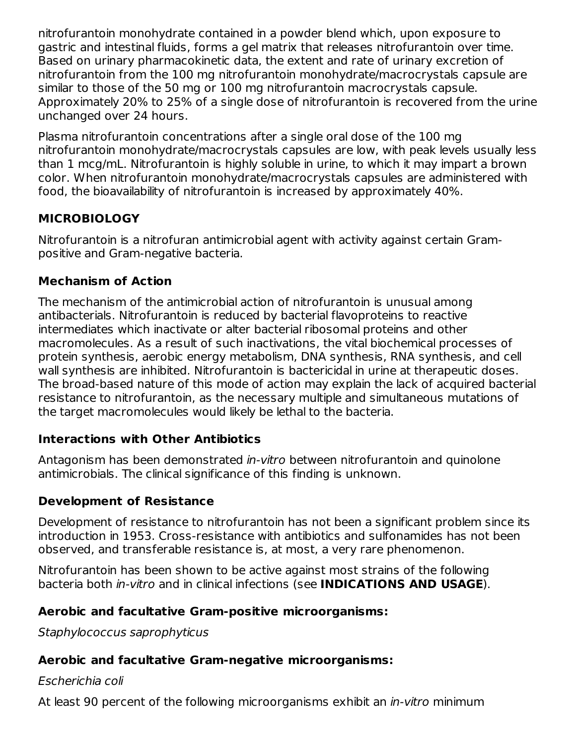nitrofurantoin monohydrate contained in a powder blend which, upon exposure to gastric and intestinal fluids, forms a gel matrix that releases nitrofurantoin over time. Based on urinary pharmacokinetic data, the extent and rate of urinary excretion of nitrofurantoin from the 100 mg nitrofurantoin monohydrate/macrocrystals capsule are similar to those of the 50 mg or 100 mg nitrofurantoin macrocrystals capsule. Approximately 20% to 25% of a single dose of nitrofurantoin is recovered from the urine unchanged over 24 hours.

Plasma nitrofurantoin concentrations after a single oral dose of the 100 mg nitrofurantoin monohydrate/macrocrystals capsules are low, with peak levels usually less than 1 mcg/mL. Nitrofurantoin is highly soluble in urine, to which it may impart a brown color. When nitrofurantoin monohydrate/macrocrystals capsules are administered with food, the bioavailability of nitrofurantoin is increased by approximately 40%.

## MICROBIOLOGY

Nitrofurantoin is a nitrofuran antimicrobial agent with activity against certain Gram-positive and Gram-negative bacteria.

### Mechanism of Action

The mechanism of the antimicrobial action of nitrofurantoin is unusual among antibacterials. Nitrofurantoin is reduced by bacterial flavoproteins to reactive intermediates which inactivate or alter bacterial ribosomal proteins and other macromolecules. As a result of such inactivations, the vital biochemical processes of protein synthesis, aerobic energy metabolism, DNA synthesis, RNA synthesis, and cell wall synthesis are inhibited. Nitrofurantoin is bactericidal in urine at therapeutic doses. The broad-based nature of this mode of action may explain the lack of acquired bacterial resistance to nitrofurantoin, as the necessary multiple and simultaneous mutations of the target macromolecules would likely be lethal to the bacteria.

### Interactions with Other Antibiotics

Antagonism has been demonstrated *in-vitro* between nitrofurantoin and quinolone antimicrobials. The clinical significance of this finding is unknown.

### Development of Resistance

Development of resistance to nitrofurantoin has not been a significant problem since its introduction in 1953. Cross-resistance with antibiotics and sulfonamides has not been observed, and transferable resistance is, at most, a very rare phenomenon.

Nitrofurantoin has been shown to be active against most strains of the following bacteria both *in-vitro* and in clinical infections (see **INDICATIONS AND USAGE**).

### Aerobic and facultative Gram-positive microorganisms:

*Staphylococcus saprophyticus*

### Aerobic and facultative Gram-negative microorganisms:

*Escherichia coli*

At least 90 percent of the following microorganisms exhibit an *in-vitro* minimum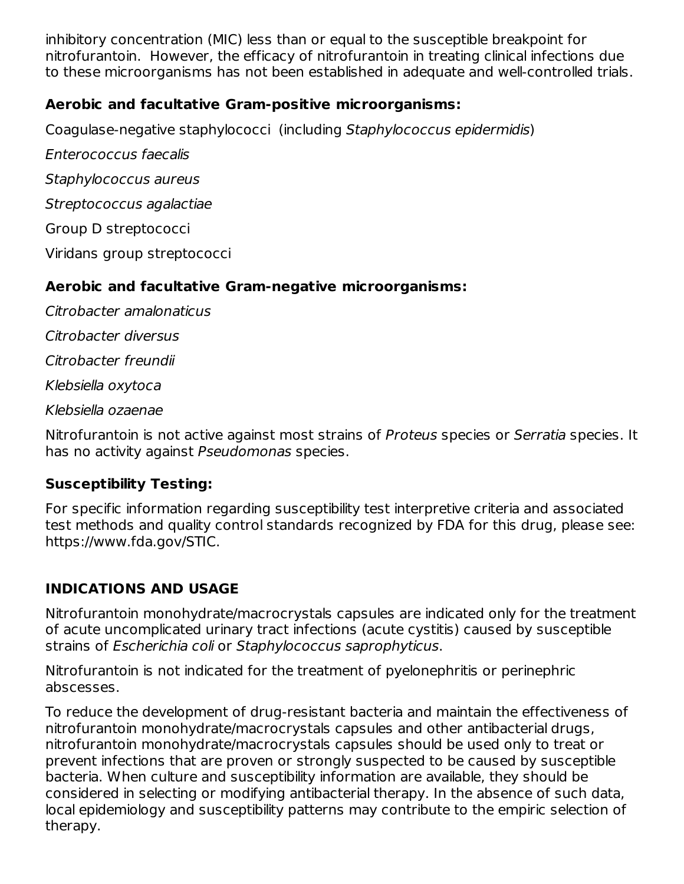inhibitory concentration (MIC) less than or equal to the susceptible breakpoint for nitrofurantoin. However, the efficacy of nitrofurantoin in treating clinical infections due to these microorganisms has not been established in adequate and well-controlled trials.

**Aerobic and facultative Gram-positive microorganisms:**

Coagulase-negative staphylococci (including *Staphylococcus epidermidis*)

*Enterococcus faecalis*

*Staphylococcus aureus*

*Streptococcus agalactiae*

Group D streptococci

Viridans group streptococci

**Aerobic and facultative Gram-negative microorganisms:**

*Citrobacter amalonaticus*

*Citrobacter diversus*

*Citrobacter freundii*

*Klebsiella oxytoca*

*Klebsiella ozaenae*

Nitrofurantoin is not active against most strains of *Proteus* species or *Serratia* species. It has no activity against *Pseudomonas* species.

**Susceptibility Testing:**

For specific information regarding susceptibility test interpretive criteria and associated test methods and quality control standards recognized by FDA for this drug, please see: https://www.fda.gov/STIC.

## INDICATIONS AND USAGE

Nitrofurantoin monohydrate/macrocrystals capsules are indicated only for the treatment of acute uncomplicated urinary tract infections (acute cystitis) caused by susceptible strains of *Escherichia coli* or *Staphylococcus saprophyticus*.

Nitrofurantoin is not indicated for the treatment of pyelonephritis or perinephric abscesses.

To reduce the development of drug-resistant bacteria and maintain the effectiveness of nitrofurantoin monohydrate/macrocrystals capsules and other antibacterial drugs, nitrofurantoin monohydrate/macrocrystals capsules should be used only to treat or prevent infections that are proven or strongly suspected to be caused by susceptible bacteria. When culture and susceptibility information are available, they should be considered in selecting or modifying antibacterial therapy. In the absence of such data, local epidemiology and susceptibility patterns may contribute to the empiric selection of therapy.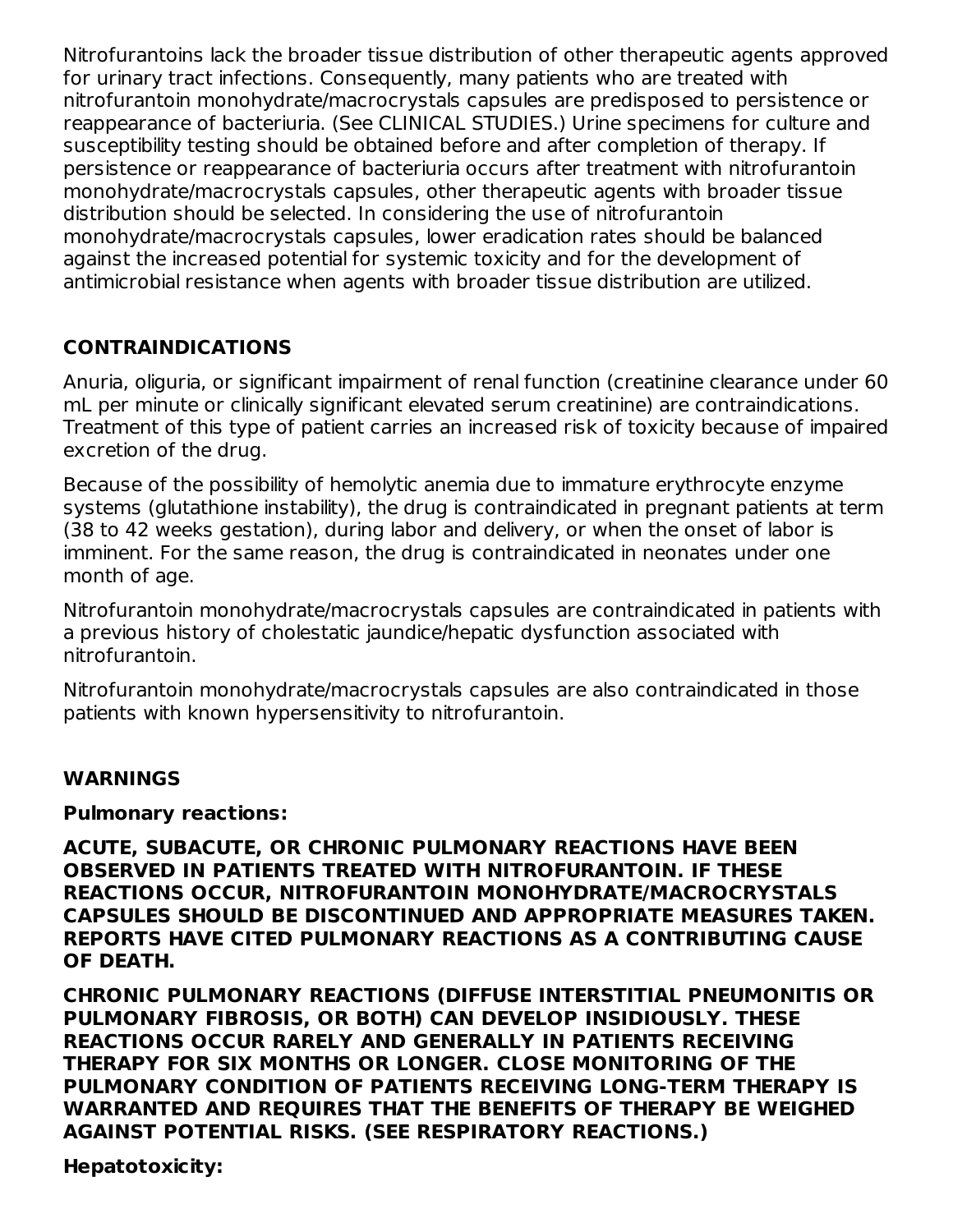Nitrofurantoins lack the broader tissue distribution of other therapeutic agents approved for urinary tract infections. Consequently, many patients who are treated with nitrofurantoin monohydrate/macrocrystals capsules are predisposed to persistence or reappearance of bacteriuria. (See CLINICAL STUDIES.) Urine specimens for culture and susceptibility testing should be obtained before and after completion of therapy. If persistence or reappearance of bacteriuria occurs after treatment with nitrofurantoin monohydrate/macrocrystals capsules, other therapeutic agents with broader tissue distribution should be selected. In considering the use of nitrofurantoin monohydrate/macrocrystals capsules, lower eradication rates should be balanced against the increased potential for systemic toxicity and for the development of antimicrobial resistance when agents with broader tissue distribution are utilized.

## CONTRAINDICATIONS

Anuria, oliguria, or significant impairment of renal function (creatinine clearance under 60 mL per minute or clinically significant elevated serum creatinine) are contraindications. Treatment of this type of patient carries an increased risk of toxicity because of impaired excretion of the drug.

Because of the possibility of hemolytic anemia due to immature erythrocyte enzyme systems (glutathione instability), the drug is contraindicated in pregnant patients at term (38 to 42 weeks gestation), during labor and delivery, or when the onset of labor is imminent. For the same reason, the drug is contraindicated in neonates under one month of age.

Nitrofurantoin monohydrate/macrocrystals capsules are contraindicated in patients with a previous history of cholestatic jaundice/hepatic dysfunction associated with nitrofurantoin.

Nitrofurantoin monohydrate/macrocrystals capsules are also contraindicated in those patients with known hypersensitivity to nitrofurantoin.

## WARNINGS

**Pulmonary reactions:**

**ACUTE, SUBACUTE, OR CHRONIC PULMONARY REACTIONS HAVE BEEN OBSERVED IN PATIENTS TREATED WITH NITROFURANTOIN. IF THESE REACTIONS OCCUR, NITROFURANTOIN MONOHYDRATE/MACROCRYSTALS CAPSULES SHOULD BE DISCONTINUED AND APPROPRIATE MEASURES TAKEN. REPORTS HAVE CITED PULMONARY REACTIONS AS A CONTRIBUTING CAUSE OF DEATH.**

**CHRONIC PULMONARY REACTIONS (DIFFUSE INTERSTITIAL PNEUMONITIS OR PULMONARY FIBROSIS, OR BOTH) CAN DEVELOP INSIDIOUSLY. THESE REACTIONS OCCUR RARELY AND GENERALLY IN PATIENTS RECEIVING THERAPY FOR SIX MONTHS OR LONGER. CLOSE MONITORING OF THE PULMONARY CONDITION OF PATIENTS RECEIVING LONG-TERM THERAPY IS WARRANTED AND REQUIRES THAT THE BENEFITS OF THERAPY BE WEIGHED AGAINST POTENTIAL RISKS. (SEE RESPIRATORY REACTIONS.)**

**Hepatotoxicity:**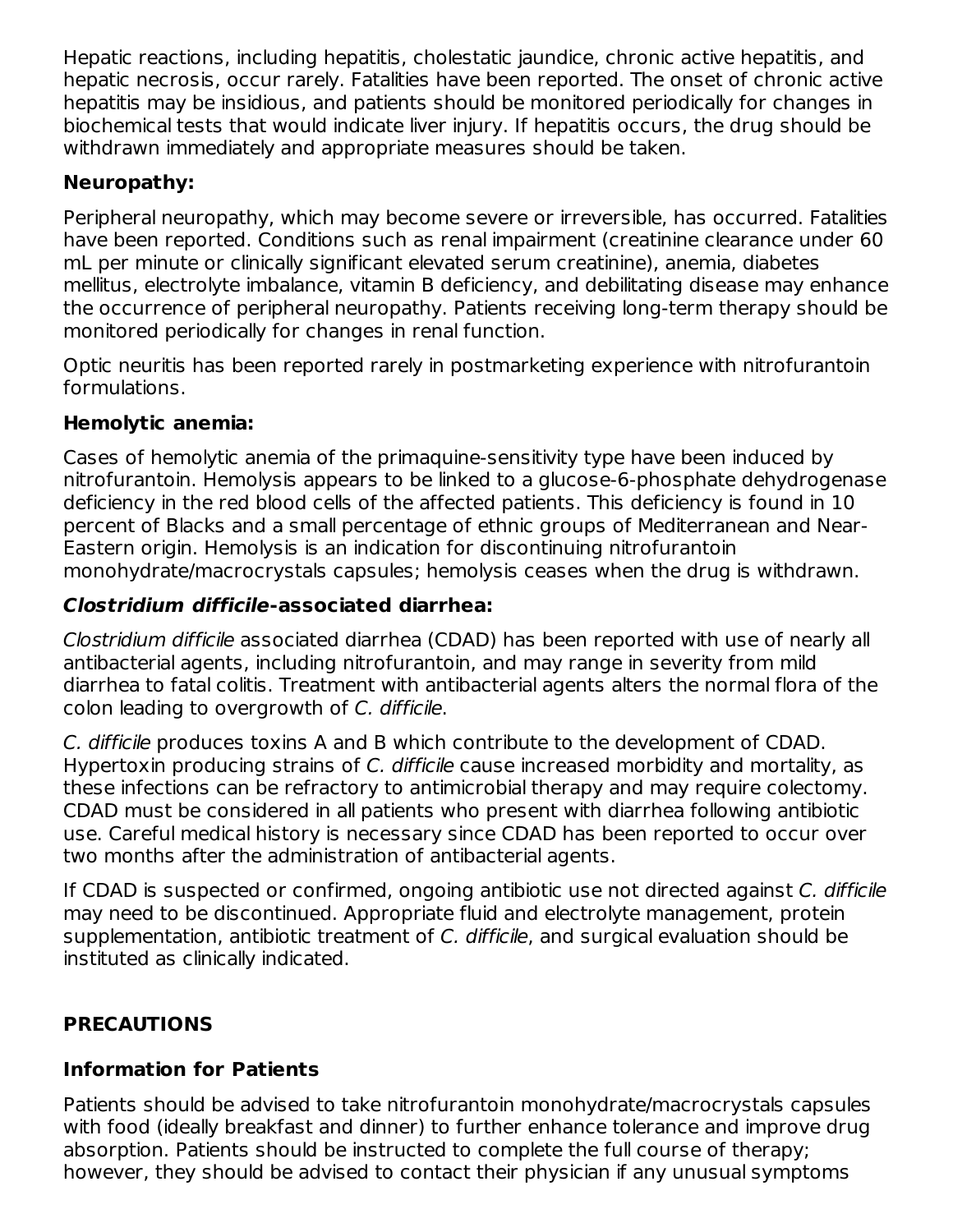Hepatic reactions, including hepatitis, cholestatic jaundice, chronic active hepatitis, and hepatic necrosis, occur rarely. Fatalities have been reported. The onset of chronic active hepatitis may be insidious, and patients should be monitored periodically for changes in biochemical tests that would indicate liver injury. If hepatitis occurs, the drug should be withdrawn immediately and appropriate measures should be taken.

**Neuropathy:**

Peripheral neuropathy, which may become severe or irreversible, has occurred. Fatalities have been reported. Conditions such as renal impairment (creatinine clearance under 60 mL per minute or clinically significant elevated serum creatinine), anemia, diabetes mellitus, electrolyte imbalance, vitamin B deficiency, and debilitating disease may enhance the occurrence of peripheral neuropathy. Patients receiving long-term therapy should be monitored periodically for changes in renal function.

Optic neuritis has been reported rarely in postmarketing experience with nitrofurantoin formulations.

**Hemolytic anemia:**

Cases of hemolytic anemia of the primaquine-sensitivity type have been induced by nitrofurantoin. Hemolysis appears to be linked to a glucose-6-phosphate dehydrogenase deficiency in the red blood cells of the affected patients. This deficiency is found in 10 percent of Blacks and a small percentage of ethnic groups of Mediterranean and Near-Eastern origin. Hemolysis is an indication for discontinuing nitrofurantoin monohydrate/macrocrystals capsules; hemolysis ceases when the drug is withdrawn.

***Clostridium difficile*-associated diarrhea:**

*Clostridium difficile* associated diarrhea (CDAD) has been reported with use of nearly all antibacterial agents, including nitrofurantoin, and may range in severity from mild diarrhea to fatal colitis. Treatment with antibacterial agents alters the normal flora of the colon leading to overgrowth of *C. difficile*.

*C. difficile* produces toxins A and B which contribute to the development of CDAD. Hypertoxin producing strains of *C. difficile* cause increased morbidity and mortality, as these infections can be refractory to antimicrobial therapy and may require colectomy. CDAD must be considered in all patients who present with diarrhea following antibiotic use. Careful medical history is necessary since CDAD has been reported to occur over two months after the administration of antibacterial agents.

If CDAD is suspected or confirmed, ongoing antibiotic use not directed against *C. difficile* may need to be discontinued. Appropriate fluid and electrolyte management, protein supplementation, antibiotic treatment of *C. difficile*, and surgical evaluation should be instituted as clinically indicated.

## PRECAUTIONS

### Information for Patients

Patients should be advised to take nitrofurantoin monohydrate/macrocrystals capsules with food (ideally breakfast and dinner) to further enhance tolerance and improve drug absorption. Patients should be instructed to complete the full course of therapy; however, they should be advised to contact their physician if any unusual symptoms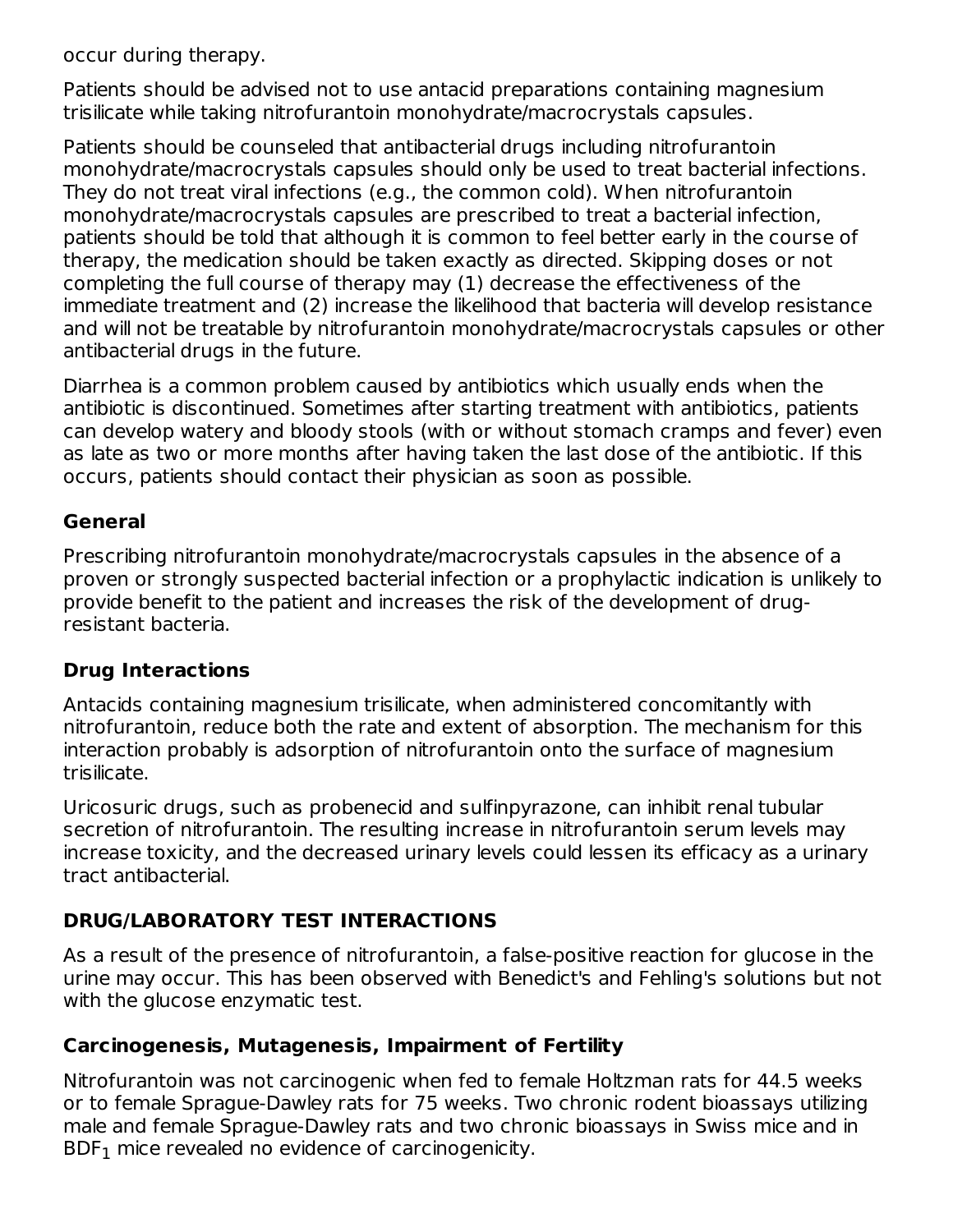occur during therapy.

Patients should be advised not to use antacid preparations containing magnesium trisilicate while taking nitrofurantoin monohydrate/macrocrystals capsules.

Patients should be counseled that antibacterial drugs including nitrofurantoin monohydrate/macrocrystals capsules should only be used to treat bacterial infections. They do not treat viral infections (e.g., the common cold). When nitrofurantoin monohydrate/macrocrystals capsules are prescribed to treat a bacterial infection, patients should be told that although it is common to feel better early in the course of therapy, the medication should be taken exactly as directed. Skipping doses or not completing the full course of therapy may (1) decrease the effectiveness of the immediate treatment and (2) increase the likelihood that bacteria will develop resistance and will not be treatable by nitrofurantoin monohydrate/macrocrystals capsules or other antibacterial drugs in the future.

Diarrhea is a common problem caused by antibiotics which usually ends when the antibiotic is discontinued. Sometimes after starting treatment with antibiotics, patients can develop watery and bloody stools (with or without stomach cramps and fever) even as late as two or more months after having taken the last dose of the antibiotic. If this occurs, patients should contact their physician as soon as possible.

### General

Prescribing nitrofurantoin monohydrate/macrocrystals capsules in the absence of a proven or strongly suspected bacterial infection or a prophylactic indication is unlikely to provide benefit to the patient and increases the risk of the development of drug-resistant bacteria.

### Drug Interactions

Antacids containing magnesium trisilicate, when administered concomitantly with nitrofurantoin, reduce both the rate and extent of absorption. The mechanism for this interaction probably is adsorption of nitrofurantoin onto the surface of magnesium trisilicate.

Uricosuric drugs, such as probenecid and sulfinpyrazone, can inhibit renal tubular secretion of nitrofurantoin. The resulting increase in nitrofurantoin serum levels may increase toxicity, and the decreased urinary levels could lessen its efficacy as a urinary tract antibacterial.

### DRUG/LABORATORY TEST INTERACTIONS

As a result of the presence of nitrofurantoin, a false-positive reaction for glucose in the urine may occur. This has been observed with Benedict's and Fehling's solutions but not with the glucose enzymatic test.

### Carcinogenesis, Mutagenesis, Impairment of Fertility

Nitrofurantoin was not carcinogenic when fed to female Holtzman rats for 44.5 weeks or to female Sprague-Dawley rats for 75 weeks. Two chronic rodent bioassays utilizing male and female Sprague-Dawley rats and two chronic bioassays in Swiss mice and in $BDF_1$ mice revealed no evidence of carcinogenicity.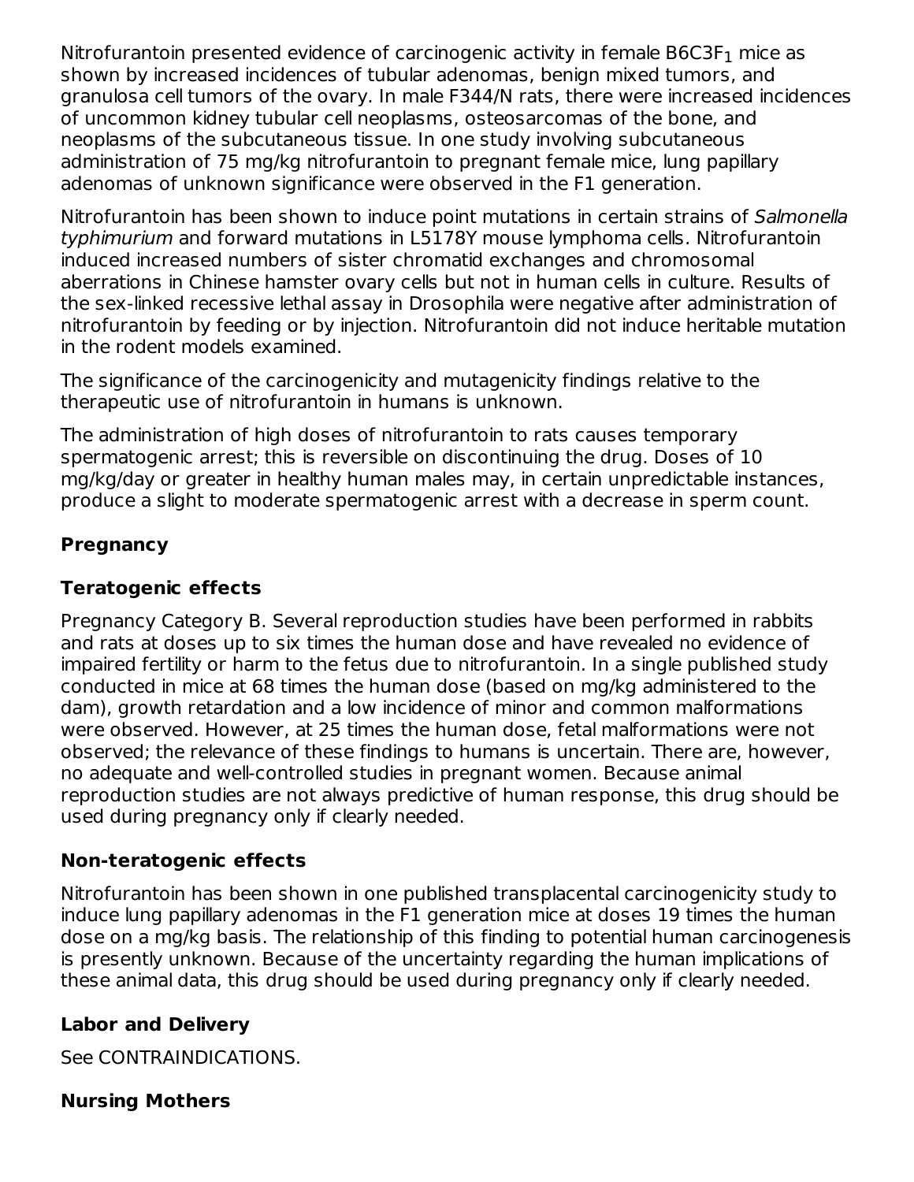Nitrofurantoin presented evidence of carcinogenic activity in female $B6C3F_1$ mice as shown by increased incidences of tubular adenomas, benign mixed tumors, and granulosa cell tumors of the ovary. In male F344/N rats, there were increased incidences of uncommon kidney tubular cell neoplasms, osteosarcomas of the bone, and neoplasms of the subcutaneous tissue. In one study involving subcutaneous administration of 75 mg/kg nitrofurantoin to pregnant female mice, lung papillary adenomas of unknown significance were observed in the F1 generation.

Nitrofurantoin has been shown to induce point mutations in certain strains of *Salmonella typhimurium* and forward mutations in L5178Y mouse lymphoma cells. Nitrofurantoin induced increased numbers of sister chromatid exchanges and chromosomal aberrations in Chinese hamster ovary cells but not in human cells in culture. Results of the sex-linked recessive lethal assay in Drosophila were negative after administration of nitrofurantoin by feeding or by injection. Nitrofurantoin did not induce heritable mutation in the rodent models examined.

The significance of the carcinogenicity and mutagenicity findings relative to the therapeutic use of nitrofurantoin in humans is unknown.

The administration of high doses of nitrofurantoin to rats causes temporary spermatogenic arrest; this is reversible on discontinuing the drug. Doses of 10 mg/kg/day or greater in healthy human males may, in certain unpredictable instances, produce a slight to moderate spermatogenic arrest with a decrease in sperm count.

## Pregnancy

### Teratogenic effects

Pregnancy Category B. Several reproduction studies have been performed in rabbits and rats at doses up to six times the human dose and have revealed no evidence of impaired fertility or harm to the fetus due to nitrofurantoin. In a single published study conducted in mice at 68 times the human dose (based on mg/kg administered to the dam), growth retardation and a low incidence of minor and common malformations were observed. However, at 25 times the human dose, fetal malformations were not observed; the relevance of these findings to humans is uncertain. There are, however, no adequate and well-controlled studies in pregnant women. Because animal reproduction studies are not always predictive of human response, this drug should be used during pregnancy only if clearly needed.

### Non-teratogenic effects

Nitrofurantoin has been shown in one published transplacental carcinogenicity study to induce lung papillary adenomas in the F1 generation mice at doses 19 times the human dose on a mg/kg basis. The relationship of this finding to potential human carcinogenesis is presently unknown. Because of the uncertainty regarding the human implications of these animal data, this drug should be used during pregnancy only if clearly needed.

## Labor and Delivery

See CONTRAINDICATIONS.

## Nursing Mothers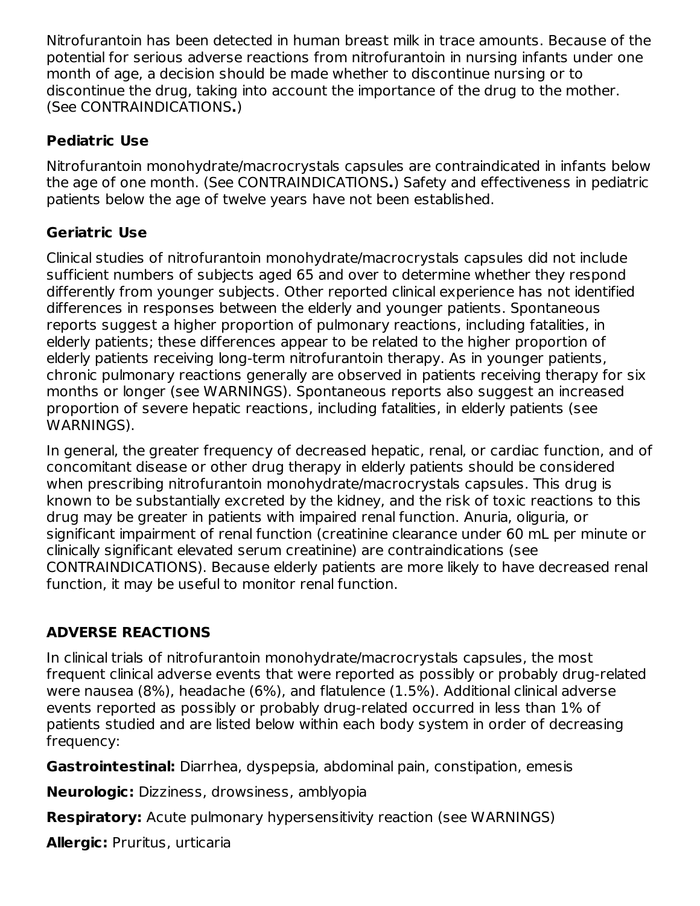Nitrofurantoin has been detected in human breast milk in trace amounts. Because of the potential for serious adverse reactions from nitrofurantoin in nursing infants under one month of age, a decision should be made whether to discontinue nursing or to discontinue the drug, taking into account the importance of the drug to the mother. (See CONTRAINDICATIONS**.**)

### Pediatric Use

Nitrofurantoin monohydrate/macrocrystals capsules are contraindicated in infants below the age of one month. (See CONTRAINDICATIONS**.**) Safety and effectiveness in pediatric patients below the age of twelve years have not been established.

### Geriatric Use

Clinical studies of nitrofurantoin monohydrate/macrocrystals capsules did not include sufficient numbers of subjects aged 65 and over to determine whether they respond differently from younger subjects. Other reported clinical experience has not identified differences in responses between the elderly and younger patients. Spontaneous reports suggest a higher proportion of pulmonary reactions, including fatalities, in elderly patients; these differences appear to be related to the higher proportion of elderly patients receiving long-term nitrofurantoin therapy. As in younger patients, chronic pulmonary reactions generally are observed in patients receiving therapy for six months or longer (see WARNINGS). Spontaneous reports also suggest an increased proportion of severe hepatic reactions, including fatalities, in elderly patients (see WARNINGS).

In general, the greater frequency of decreased hepatic, renal, or cardiac function, and of concomitant disease or other drug therapy in elderly patients should be considered when prescribing nitrofurantoin monohydrate/macrocrystals capsules. This drug is known to be substantially excreted by the kidney, and the risk of toxic reactions to this drug may be greater in patients with impaired renal function. Anuria, oliguria, or significant impairment of renal function (creatinine clearance under 60 mL per minute or clinically significant elevated serum creatinine) are contraindications (see CONTRAINDICATIONS). Because elderly patients are more likely to have decreased renal function, it may be useful to monitor renal function.

## ADVERSE REACTIONS

In clinical trials of nitrofurantoin monohydrate/macrocrystals capsules, the most frequent clinical adverse events that were reported as possibly or probably drug-related were nausea (8%), headache (6%), and flatulence (1.5%). Additional clinical adverse events reported as possibly or probably drug-related occurred in less than 1% of patients studied and are listed below within each body system in order of decreasing frequency:

**Gastrointestinal:** Diarrhea, dyspepsia, abdominal pain, constipation, emesis

**Neurologic:** Dizziness, drowsiness, amblyopia

**Respiratory:** Acute pulmonary hypersensitivity reaction (see WARNINGS)

**Allergic:** Pruritus, urticaria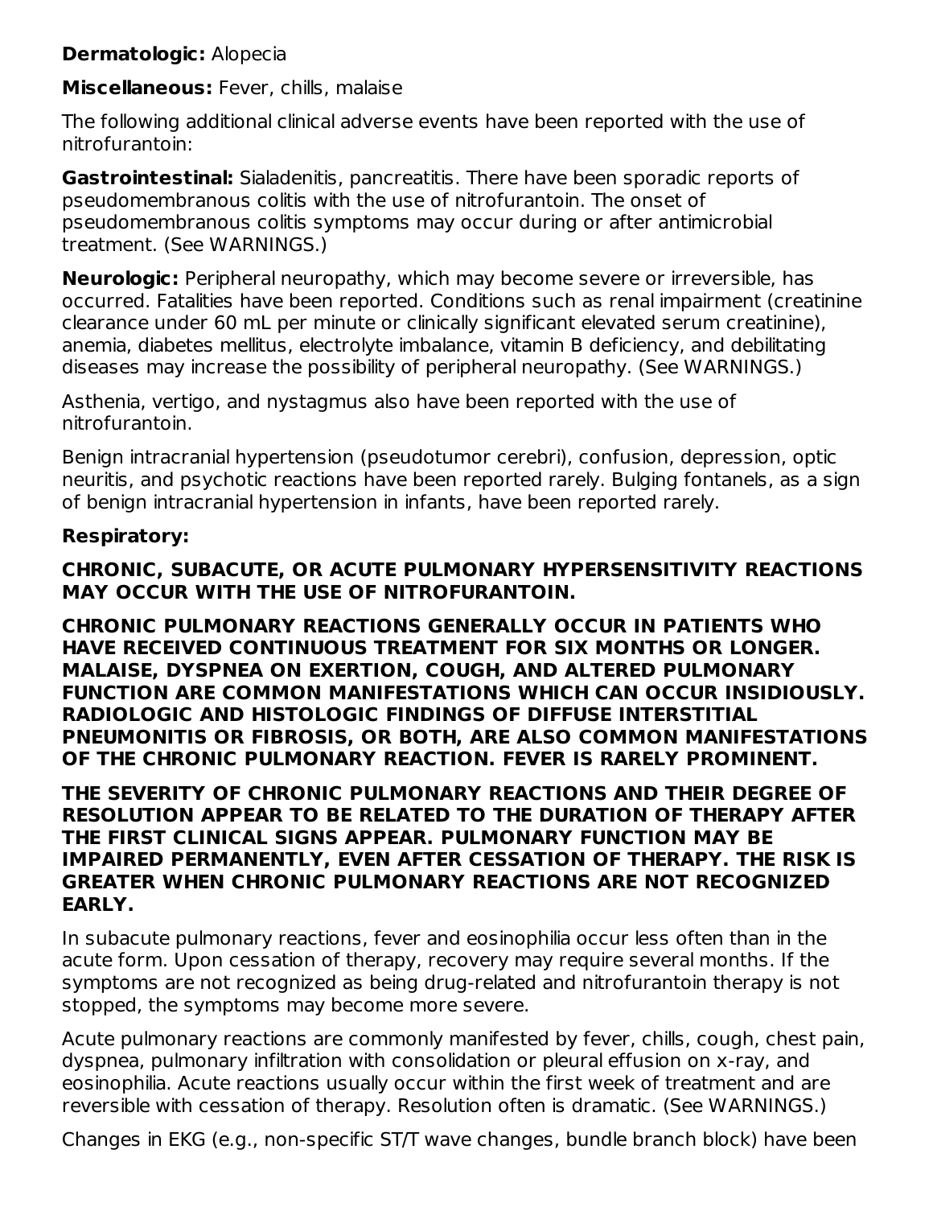**Dermatologic:** Alopecia

**Miscellaneous:** Fever, chills, malaise

The following additional clinical adverse events have been reported with the use of nitrofurantoin:

**Gastrointestinal:** Sialadenitis, pancreatitis. There have been sporadic reports of pseudomembranous colitis with the use of nitrofurantoin. The onset of pseudomembranous colitis symptoms may occur during or after antimicrobial treatment. (See WARNINGS.)

**Neurologic:** Peripheral neuropathy, which may become severe or irreversible, has occurred. Fatalities have been reported. Conditions such as renal impairment (creatinine clearance under 60 mL per minute or clinically significant elevated serum creatinine), anemia, diabetes mellitus, electrolyte imbalance, vitamin B deficiency, and debilitating diseases may increase the possibility of peripheral neuropathy. (See WARNINGS.)

Asthenia, vertigo, and nystagmus also have been reported with the use of nitrofurantoin.

Benign intracranial hypertension (pseudotumor cerebri), confusion, depression, optic neuritis, and psychotic reactions have been reported rarely. Bulging fontanels, as a sign of benign intracranial hypertension in infants, have been reported rarely.

**Respiratory:**

**CHRONIC, SUBACUTE, OR ACUTE PULMONARY HYPERSENSITIVITY REACTIONS MAY OCCUR WITH THE USE OF NITROFURANTOIN.**

**CHRONIC PULMONARY REACTIONS GENERALLY OCCUR IN PATIENTS WHO HAVE RECEIVED CONTINUOUS TREATMENT FOR SIX MONTHS OR LONGER. MALAISE, DYSPNEA ON EXERTION, COUGH, AND ALTERED PULMONARY FUNCTION ARE COMMON MANIFESTATIONS WHICH CAN OCCUR INSIDIOUSLY. RADIOLOGIC AND HISTOLOGIC FINDINGS OF DIFFUSE INTERSTITIAL PNEUMONITIS OR FIBROSIS, OR BOTH, ARE ALSO COMMON MANIFESTATIONS OF THE CHRONIC PULMONARY REACTION. FEVER IS RARELY PROMINENT.**

**THE SEVERITY OF CHRONIC PULMONARY REACTIONS AND THEIR DEGREE OF RESOLUTION APPEAR TO BE RELATED TO THE DURATION OF THERAPY AFTER THE FIRST CLINICAL SIGNS APPEAR. PULMONARY FUNCTION MAY BE IMPAIRED PERMANENTLY, EVEN AFTER CESSATION OF THERAPY. THE RISK IS GREATER WHEN CHRONIC PULMONARY REACTIONS ARE NOT RECOGNIZED EARLY.**

In subacute pulmonary reactions, fever and eosinophilia occur less often than in the acute form. Upon cessation of therapy, recovery may require several months. If the symptoms are not recognized as being drug-related and nitrofurantoin therapy is not stopped, the symptoms may become more severe.

Acute pulmonary reactions are commonly manifested by fever, chills, cough, chest pain, dyspnea, pulmonary infiltration with consolidation or pleural effusion on x-ray, and eosinophilia. Acute reactions usually occur within the first week of treatment and are reversible with cessation of therapy. Resolution often is dramatic. (See WARNINGS.)

Changes in EKG (e.g., non-specific ST/T wave changes, bundle branch block) have been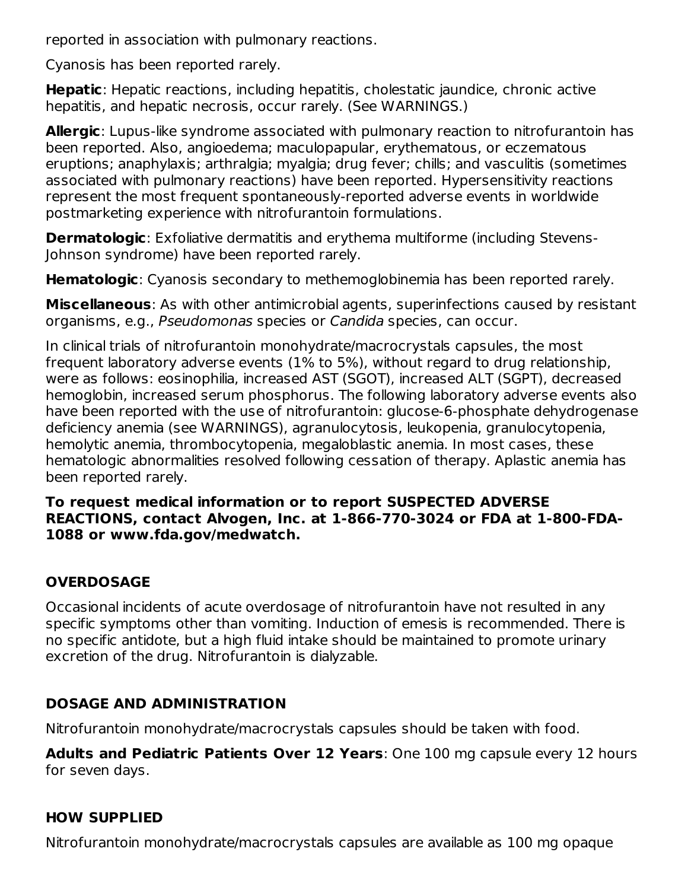reported in association with pulmonary reactions.

Cyanosis has been reported rarely.

**Hepatic**: Hepatic reactions, including hepatitis, cholestatic jaundice, chronic active hepatitis, and hepatic necrosis, occur rarely. (See WARNINGS.)

**Allergic**: Lupus-like syndrome associated with pulmonary reaction to nitrofurantoin has been reported. Also, angioedema; maculopapular, erythematous, or eczematous eruptions; anaphylaxis; arthralgia; myalgia; drug fever; chills; and vasculitis (sometimes associated with pulmonary reactions) have been reported. Hypersensitivity reactions represent the most frequent spontaneously-reported adverse events in worldwide postmarketing experience with nitrofurantoin formulations.

**Dermatologic**: Exfoliative dermatitis and erythema multiforme (including Stevens-Johnson syndrome) have been reported rarely.

**Hematologic**: Cyanosis secondary to methemoglobinemia has been reported rarely.

**Miscellaneous**: As with other antimicrobial agents, superinfections caused by resistant organisms, e.g., *Pseudomonas* species or *Candida* species, can occur.

In clinical trials of nitrofurantoin monohydrate/macrocrystals capsules, the most frequent laboratory adverse events (1% to 5%), without regard to drug relationship, were as follows: eosinophilia, increased AST (SGOT), increased ALT (SGPT), decreased hemoglobin, increased serum phosphorus. The following laboratory adverse events also have been reported with the use of nitrofurantoin: glucose-6-phosphate dehydrogenase deficiency anemia (see WARNINGS), agranulocytosis, leukopenia, granulocytopenia, hemolytic anemia, thrombocytopenia, megaloblastic anemia. In most cases, these hematologic abnormalities resolved following cessation of therapy. Aplastic anemia has been reported rarely.

**To request medical information or to report SUSPECTED ADVERSE REACTIONS, contact Alvogen, Inc. at 1-866-770-3024 or FDA at 1-800-FDA-1088 or www.fda.gov/medwatch.**

## OVERDOSAGE

Occasional incidents of acute overdosage of nitrofurantoin have not resulted in any specific symptoms other than vomiting. Induction of emesis is recommended. There is no specific antidote, but a high fluid intake should be maintained to promote urinary excretion of the drug. Nitrofurantoin is dialyzable.

## DOSAGE AND ADMINISTRATION

Nitrofurantoin monohydrate/macrocrystals capsules should be taken with food.

**Adults and Pediatric Patients Over 12 Years**: One 100 mg capsule every 12 hours for seven days.

## HOW SUPPLIED

Nitrofurantoin monohydrate/macrocrystals capsules are available as 100 mg opaque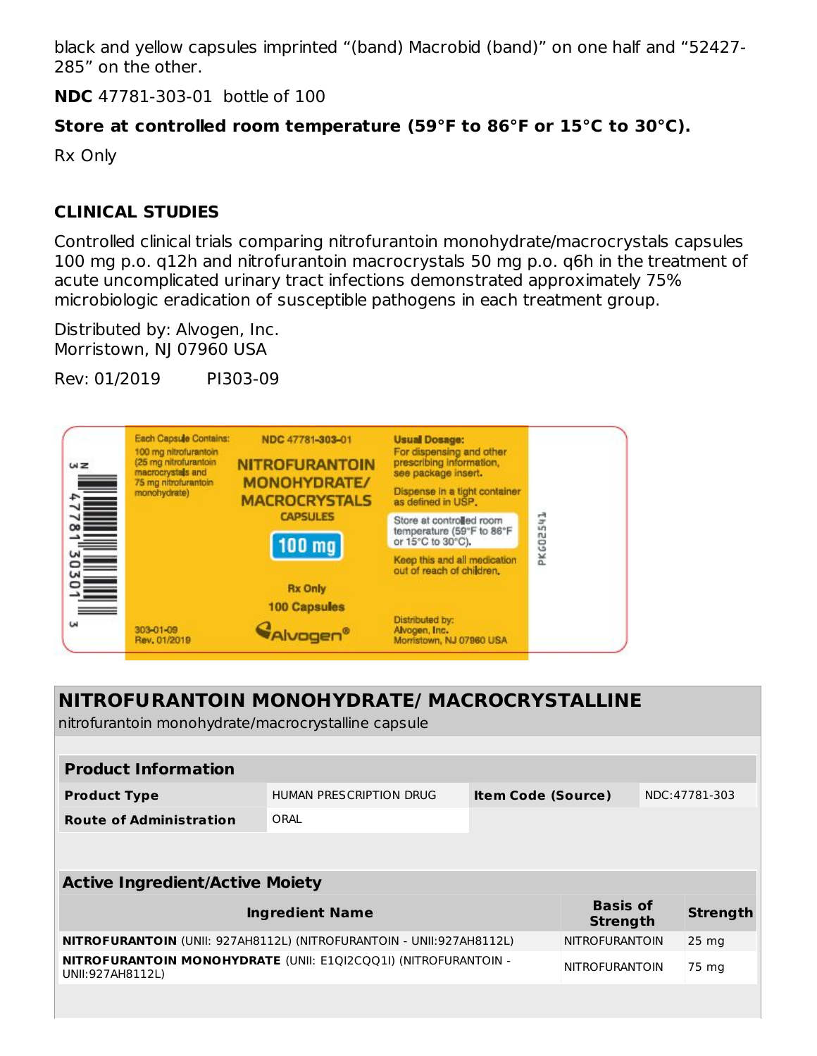black and yellow capsules imprinted “(band) Macrobid (band)” on one half and “52427-285” on the other.

**NDC** 47781-303-01 bottle of 100

**Store at controlled room temperature (59°F to 86°F or 15°C to 30°C).**

Rx Only

## CLINICAL STUDIES

Controlled clinical trials comparing nitrofurantoin monohydrate/macrocrystals capsules 100 mg p.o. q12h and nitrofurantoin macrocrystals 50 mg p.o. q6h in the treatment of acute uncomplicated urinary tract infections demonstrated approximately 75% microbiologic eradication of susceptible pathogens in each treatment group.

Distributed by: Alvogen, Inc.
Morristown, NJ 07960 USA

Rev: 01/2019 PI303-09

N 3 47781 30301 3

Each Capsule Contains:
100 mg nitrofurantoin (25 mg nitrofurantoin macrocrystals and 75 mg nitrofurantoin monohydrate)

NDC 47781-303-01

**NITROFURANTOIN MONOHYDRATE/ MACROCRYSTALS CAPSULES**

**100 mg**

Rx Only

100 Capsules

Alvogen®

303-01-09
Rev. 01/2019

**Usual Dosage:** For dispensing and other prescribing information, see package insert.

Dispense in a tight container as defined in USP.

Store at controlled room temperature (59°F to 86°F or 15°C to 30°C).

Keep this and all medication out of reach of children.

Distributed by:
Alvogen, Inc.
Morristown, NJ 07960 USA

PK60254-1

## NITROFURANTOIN MONOHYDRATE/ MACROCRYSTALLINE

nitrofurantoin monohydrate/macrocrystalline capsule

| Product Information | | | |
|---|---|---|---|
| **Product Type** | HUMAN PRESCRIPTION DRUG | **Item Code (Source)** | NDC:47781-303 |
| **Route of Administration** | ORAL | | |

| Active Ingredient/Active Moiety | | |
|---|---|---|
| **Ingredient Name** | **Basis of Strength** | **Strength** |
| **NITROFURANTOIN** (UNII: 927AH8112L) (NITROFURANTOIN - UNII:927AH8112L) | NITROFURANTOIN | 25 mg |
| **NITROFURANTOIN MONOHYDRATE** (UNII: E1QI2CQQ1I) (NITROFURANTOIN - UNII:927AH8112L) | NITROFURANTOIN | 75 mg |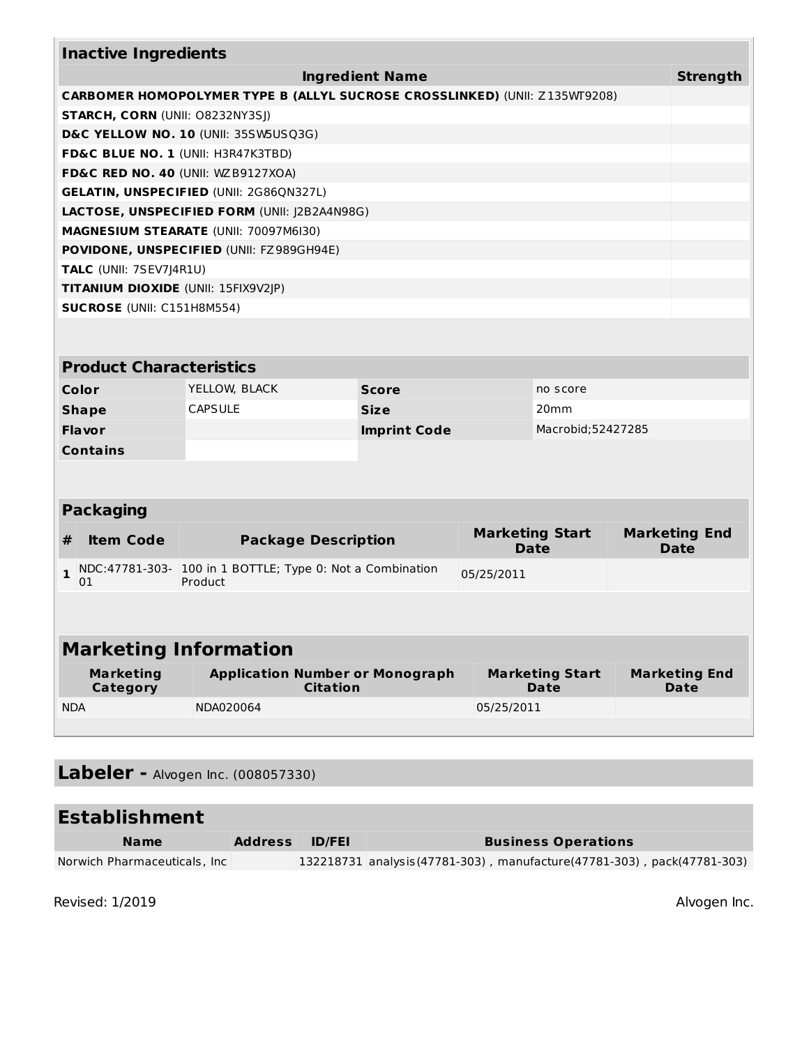| Inactive Ingredients | |
|---|---|
| **Ingredient Name** | **Strength** |
| **CARBOMER HOMOPOLYMER TYPE B (ALLYL SUCROSE CROSSLINKED)** (UNII: Z135WT9208) | |
| **STARCH, CORN** (UNII: O8232NY3SJ) | |
| **D&C YELLOW NO. 10** (UNII: 35SW5USQ3G) | |
| **FD&C BLUE NO. 1** (UNII: H3R47K3TBD) | |
| **FD&C RED NO. 40** (UNII: WZB9127XOA) | |
| **GELATIN, UNSPECIFIED** (UNII: 2G86QN327L) | |
| **LACTOSE, UNSPECIFIED FORM** (UNII: J2B2A4N98G) | |
| **MAGNESIUM STEARATE** (UNII: 70097M6I30) | |
| **POVIDONE, UNSPECIFIED** (UNII: FZ989GH94E) | |
| **TALC** (UNII: 7SEV7J4R1U) | |
| **TITANIUM DIOXIDE** (UNII: 15FIX9V2JP) | |
| **SUCROSE** (UNII: C151H8M554) | |

| Product Characteristics | | | |
|---|---|---|---|
| **Color** | YELLOW, BLACK | **Score** | no score |
| **Shape** | CAPSULE | **Size** | 20mm |
| **Flavor** | | **Imprint Code** | Macrobid;52427285 |
| **Contains** | | | |

| Packaging | | | | |
|---|---|---|---|---|
| **#** | **Item Code** | **Package Description** | **Marketing Start Date** | **Marketing End Date** |
| 1 | NDC:47781-303-01 | 100 in 1 BOTTLE; Type 0: Not a Combination Product | 05/25/2011 | |

| Marketing Information | | | |
|---|---|---|---|
| **Marketing Category** | **Application Number or Monograph Citation** | **Marketing Start Date** | **Marketing End Date** |
| NDA | NDA020064 | 05/25/2011 | |

## Labeler - Alvogen Inc. (008057330)

## Establishment

| Name | Address | ID/FEI | Business Operations |
|---|---|---|---|
| Norwich Pharmaceuticals, Inc | | 132218731 | analysis(47781-303) , manufacture(47781-303) , pack(47781-303) |

Revised: 1/2019

Alvogen Inc.